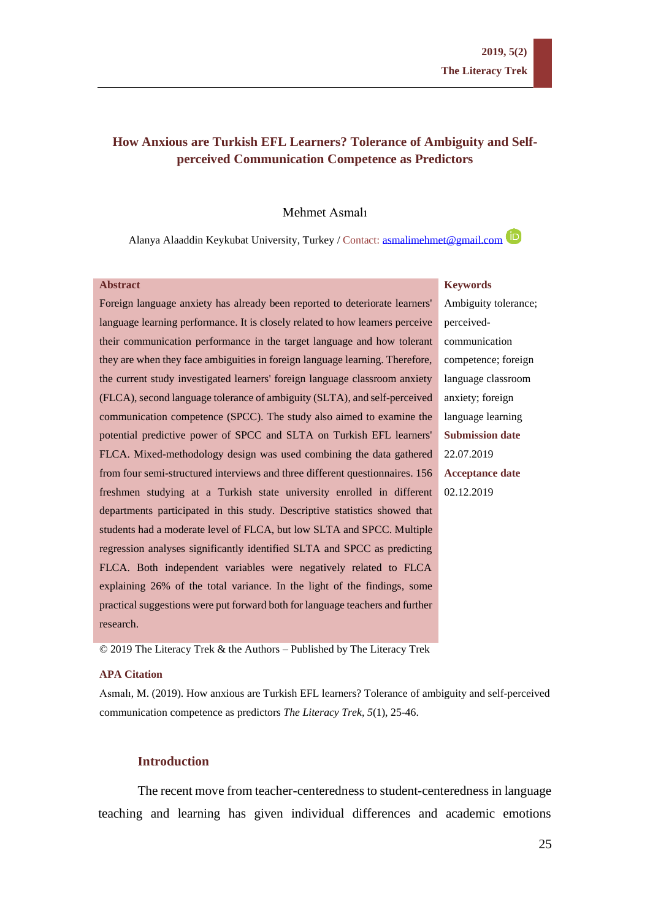# How Anxious are Turkish EFL Learners? Tolerance of Ambiguity and Self-perceived Communication Competence as Predictors

Mehmet Asmalı

Alanya Alaaddin Keykubat University, Turkey / Contact: asmalimehmet@gmail.com

**Abstract**

Foreign language anxiety has already been reported to deteriorate learners' language learning performance. It is closely related to how learners perceive their communication performance in the target language and how tolerant they are when they face ambiguities in foreign language learning. Therefore, the current study investigated learners' foreign language classroom anxiety (FLCA), second language tolerance of ambiguity (SLTA), and self-perceived communication competence (SPCC). The study also aimed to examine the potential predictive power of SPCC and SLTA on Turkish EFL learners' FLCA. Mixed-methodology design was used combining the data gathered from four semi-structured interviews and three different questionnaires. 156 freshmen studying at a Turkish state university enrolled in different departments participated in this study. Descriptive statistics showed that students had a moderate level of FLCA, but low SLTA and SPCC. Multiple regression analyses significantly identified SLTA and SPCC as predicting FLCA. Both independent variables were negatively related to FLCA explaining 26% of the total variance. In the light of the findings, some practical suggestions were put forward both for language teachers and further research.

**Keywords**

Ambiguity tolerance; perceived-communication competence; foreign language classroom anxiety; foreign language learning

**Submission date**

22.07.2019

**Acceptance date**

02.12.2019

© 2019 The Literacy Trek & the Authors – Published by The Literacy Trek

**APA Citation**

Asmalı, M. (2019). How anxious are Turkish EFL learners? Tolerance of ambiguity and self-perceived communication competence as predictors *The Literacy Trek*, *5*(1), 25-46.

## Introduction

The recent move from teacher-centeredness to student-centeredness in language teaching and learning has given individual differences and academic emotions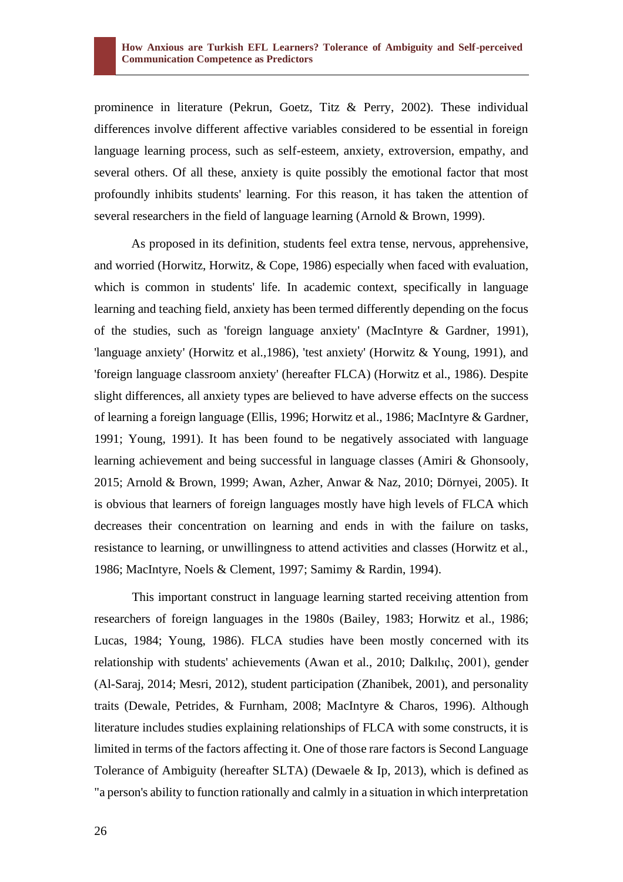prominence in literature (Pekrun, Goetz, Titz & Perry, 2002). These individual differences involve different affective variables considered to be essential in foreign language learning process, such as self-esteem, anxiety, extroversion, empathy, and several others. Of all these, anxiety is quite possibly the emotional factor that most profoundly inhibits students' learning. For this reason, it has taken the attention of several researchers in the field of language learning (Arnold & Brown, 1999).

As proposed in its definition, students feel extra tense, nervous, apprehensive, and worried (Horwitz, Horwitz, & Cope, 1986) especially when faced with evaluation, which is common in students' life. In academic context, specifically in language learning and teaching field, anxiety has been termed differently depending on the focus of the studies, such as 'foreign language anxiety' (MacIntyre & Gardner, 1991), 'language anxiety' (Horwitz et al.,1986), 'test anxiety' (Horwitz & Young, 1991), and 'foreign language classroom anxiety' (hereafter FLCA) (Horwitz et al., 1986). Despite slight differences, all anxiety types are believed to have adverse effects on the success of learning a foreign language (Ellis, 1996; Horwitz et al., 1986; MacIntyre & Gardner, 1991; Young, 1991). It has been found to be negatively associated with language learning achievement and being successful in language classes (Amiri & Ghonsooly, 2015; Arnold & Brown, 1999; Awan, Azher, Anwar & Naz, 2010; Dörnyei, 2005). It is obvious that learners of foreign languages mostly have high levels of FLCA which decreases their concentration on learning and ends in with the failure on tasks, resistance to learning, or unwillingness to attend activities and classes (Horwitz et al., 1986; MacIntyre, Noels & Clement, 1997; Samimy & Rardin, 1994).

This important construct in language learning started receiving attention from researchers of foreign languages in the 1980s (Bailey, 1983; Horwitz et al., 1986; Lucas, 1984; Young, 1986). FLCA studies have been mostly concerned with its relationship with students' achievements (Awan et al., 2010; Dalkılıç, 2001), gender (Al-Saraj, 2014; Mesri, 2012), student participation (Zhanibek, 2001), and personality traits (Dewale, Petrides, & Furnham, 2008; MacIntyre & Charos, 1996). Although literature includes studies explaining relationships of FLCA with some constructs, it is limited in terms of the factors affecting it. One of those rare factors is Second Language Tolerance of Ambiguity (hereafter SLTA) (Dewaele & Ip, 2013), which is defined as "a person's ability to function rationally and calmly in a situation in which interpretation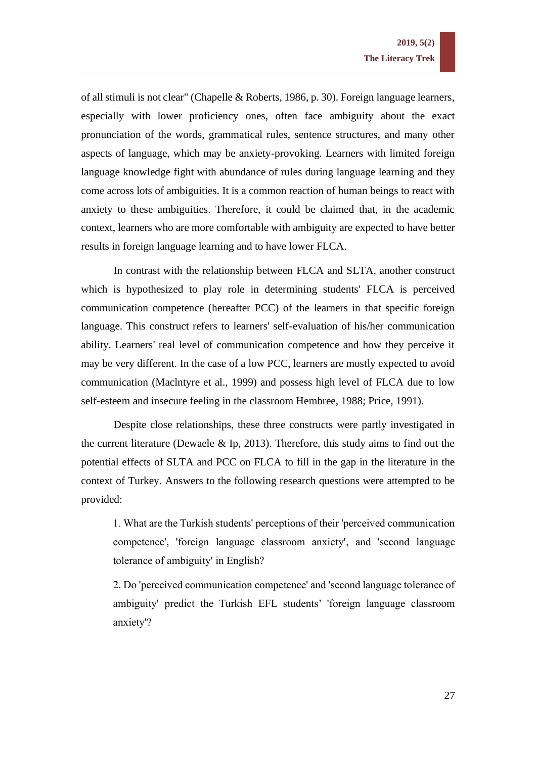of all stimuli is not clear" (Chapelle & Roberts, 1986, p. 30). Foreign language learners, especially with lower proficiency ones, often face ambiguity about the exact pronunciation of the words, grammatical rules, sentence structures, and many other aspects of language, which may be anxiety-provoking. Learners with limited foreign language knowledge fight with abundance of rules during language learning and they come across lots of ambiguities. It is a common reaction of human beings to react with anxiety to these ambiguities. Therefore, it could be claimed that, in the academic context, learners who are more comfortable with ambiguity are expected to have better results in foreign language learning and to have lower FLCA.

In contrast with the relationship between FLCA and SLTA, another construct which is hypothesized to play role in determining students' FLCA is perceived communication competence (hereafter PCC) of the learners in that specific foreign language. This construct refers to learners' self-evaluation of his/her communication ability. Learners' real level of communication competence and how they perceive it may be very different. In the case of a low PCC, learners are mostly expected to avoid communication (Maclntyre et al., 1999) and possess high level of FLCA due to low self-esteem and insecure feeling in the classroom Hembree, 1988; Price, 1991).

Despite close relationships, these three constructs were partly investigated in the current literature (Dewaele & Ip, 2013). Therefore, this study aims to find out the potential effects of SLTA and PCC on FLCA to fill in the gap in the literature in the context of Turkey. Answers to the following research questions were attempted to be provided:

1. What are the Turkish students' perceptions of their 'perceived communication competence', 'foreign language classroom anxiety', and 'second language tolerance of ambiguity' in English?

2. Do 'perceived communication competence' and 'second language tolerance of ambiguity' predict the Turkish EFL students' 'foreign language classroom anxiety'?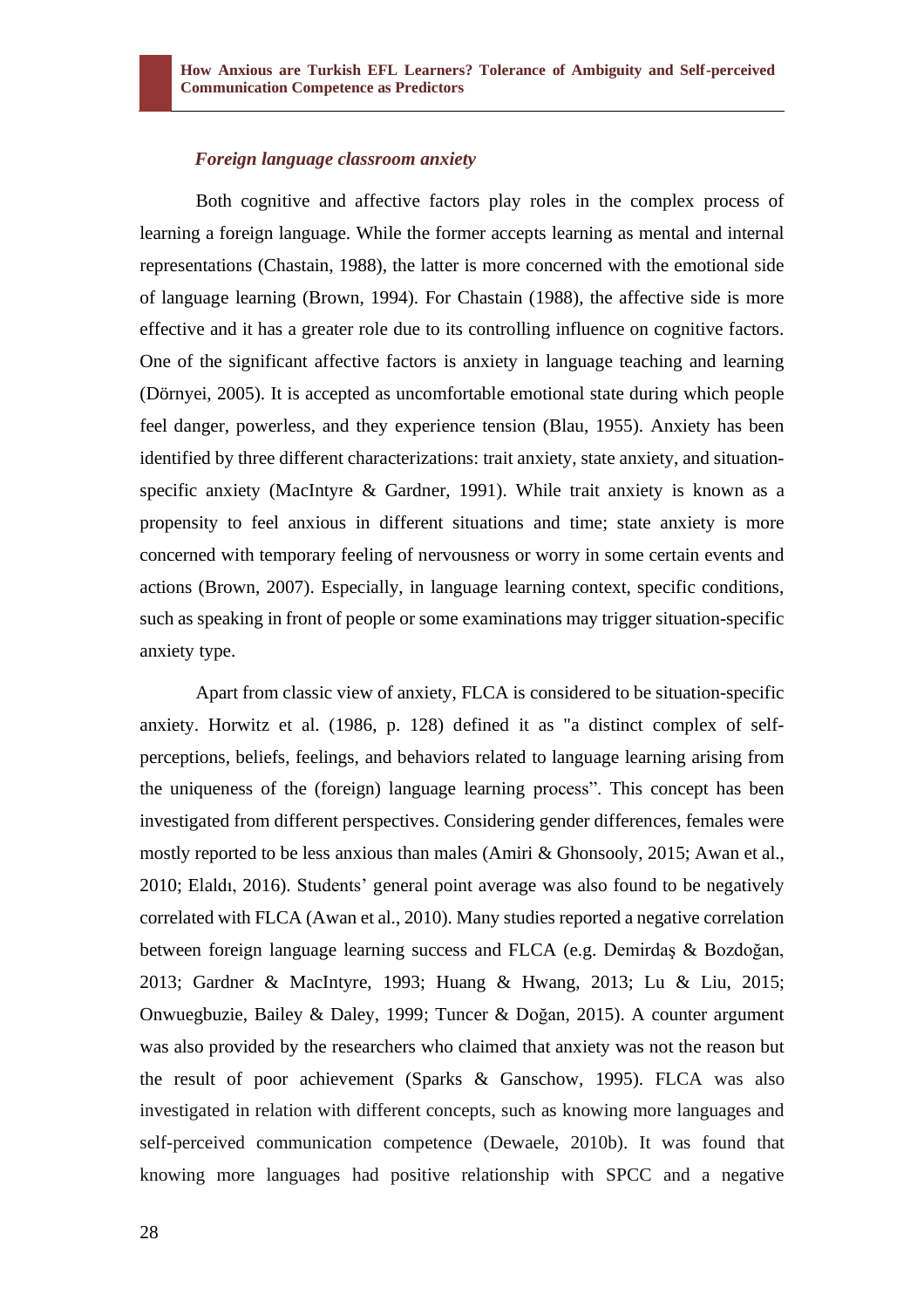### *Foreign language classroom anxiety*

Both cognitive and affective factors play roles in the complex process of learning a foreign language. While the former accepts learning as mental and internal representations (Chastain, 1988), the latter is more concerned with the emotional side of language learning (Brown, 1994). For Chastain (1988), the affective side is more effective and it has a greater role due to its controlling influence on cognitive factors. One of the significant affective factors is anxiety in language teaching and learning (Dörnyei, 2005). It is accepted as uncomfortable emotional state during which people feel danger, powerless, and they experience tension (Blau, 1955). Anxiety has been identified by three different characterizations: trait anxiety, state anxiety, and situation-specific anxiety (MacIntyre & Gardner, 1991). While trait anxiety is known as a propensity to feel anxious in different situations and time; state anxiety is more concerned with temporary feeling of nervousness or worry in some certain events and actions (Brown, 2007). Especially, in language learning context, specific conditions, such as speaking in front of people or some examinations may trigger situation-specific anxiety type.

Apart from classic view of anxiety, FLCA is considered to be situation-specific anxiety. Horwitz et al. (1986, p. 128) defined it as "a distinct complex of self-perceptions, beliefs, feelings, and behaviors related to language learning arising from the uniqueness of the (foreign) language learning process". This concept has been investigated from different perspectives. Considering gender differences, females were mostly reported to be less anxious than males (Amiri & Ghonsooly, 2015; Awan et al., 2010; Elaldı, 2016). Students' general point average was also found to be negatively correlated with FLCA (Awan et al., 2010). Many studies reported a negative correlation between foreign language learning success and FLCA (e.g. Demirdaş & Bozdoğan, 2013; Gardner & MacIntyre, 1993; Huang & Hwang, 2013; Lu & Liu, 2015; Onwuegbuzie, Bailey & Daley, 1999; Tuncer & Doğan, 2015). A counter argument was also provided by the researchers who claimed that anxiety was not the reason but the result of poor achievement (Sparks & Ganschow, 1995). FLCA was also investigated in relation with different concepts, such as knowing more languages and self-perceived communication competence (Dewaele, 2010b). It was found that knowing more languages had positive relationship with SPCC and a negative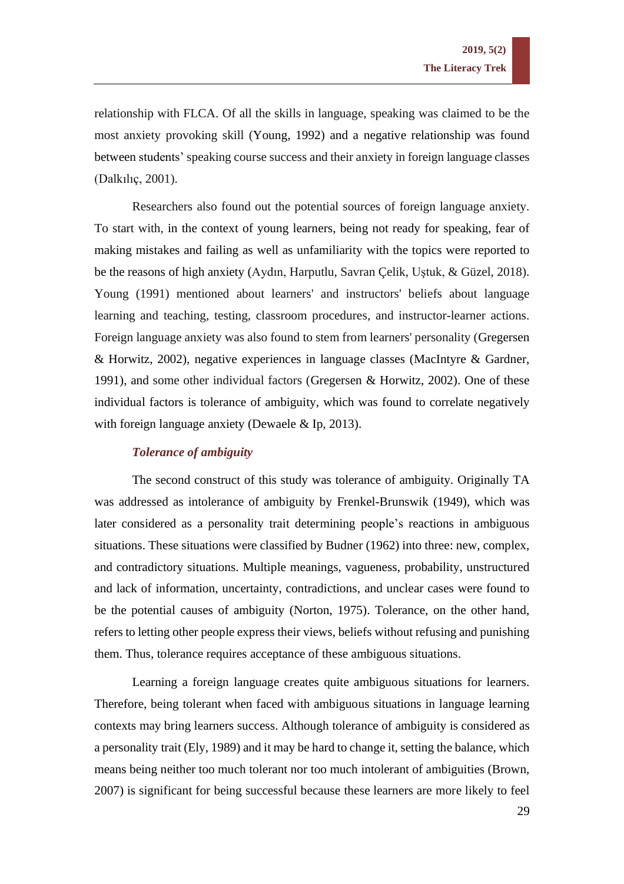relationship with FLCA. Of all the skills in language, speaking was claimed to be the most anxiety provoking skill (Young, 1992) and a negative relationship was found between students' speaking course success and their anxiety in foreign language classes (Dalkılıç, 2001).

Researchers also found out the potential sources of foreign language anxiety. To start with, in the context of young learners, being not ready for speaking, fear of making mistakes and failing as well as unfamiliarity with the topics were reported to be the reasons of high anxiety (Aydın, Harputlu, Savran Çelik, Uştuk, & Güzel, 2018). Young (1991) mentioned about learners' and instructors' beliefs about language learning and teaching, testing, classroom procedures, and instructor-learner actions. Foreign language anxiety was also found to stem from learners' personality (Gregersen & Horwitz, 2002), negative experiences in language classes (MacIntyre & Gardner, 1991), and some other individual factors (Gregersen & Horwitz, 2002). One of these individual factors is tolerance of ambiguity, which was found to correlate negatively with foreign language anxiety (Dewaele & Ip, 2013).

### *Tolerance of ambiguity*

The second construct of this study was tolerance of ambiguity. Originally TA was addressed as intolerance of ambiguity by Frenkel-Brunswik (1949), which was later considered as a personality trait determining people's reactions in ambiguous situations. These situations were classified by Budner (1962) into three: new, complex, and contradictory situations. Multiple meanings, vagueness, probability, unstructured and lack of information, uncertainty, contradictions, and unclear cases were found to be the potential causes of ambiguity (Norton, 1975). Tolerance, on the other hand, refers to letting other people express their views, beliefs without refusing and punishing them. Thus, tolerance requires acceptance of these ambiguous situations.

Learning a foreign language creates quite ambiguous situations for learners. Therefore, being tolerant when faced with ambiguous situations in language learning contexts may bring learners success. Although tolerance of ambiguity is considered as a personality trait (Ely, 1989) and it may be hard to change it, setting the balance, which means being neither too much tolerant nor too much intolerant of ambiguities (Brown, 2007) is significant for being successful because these learners are more likely to feel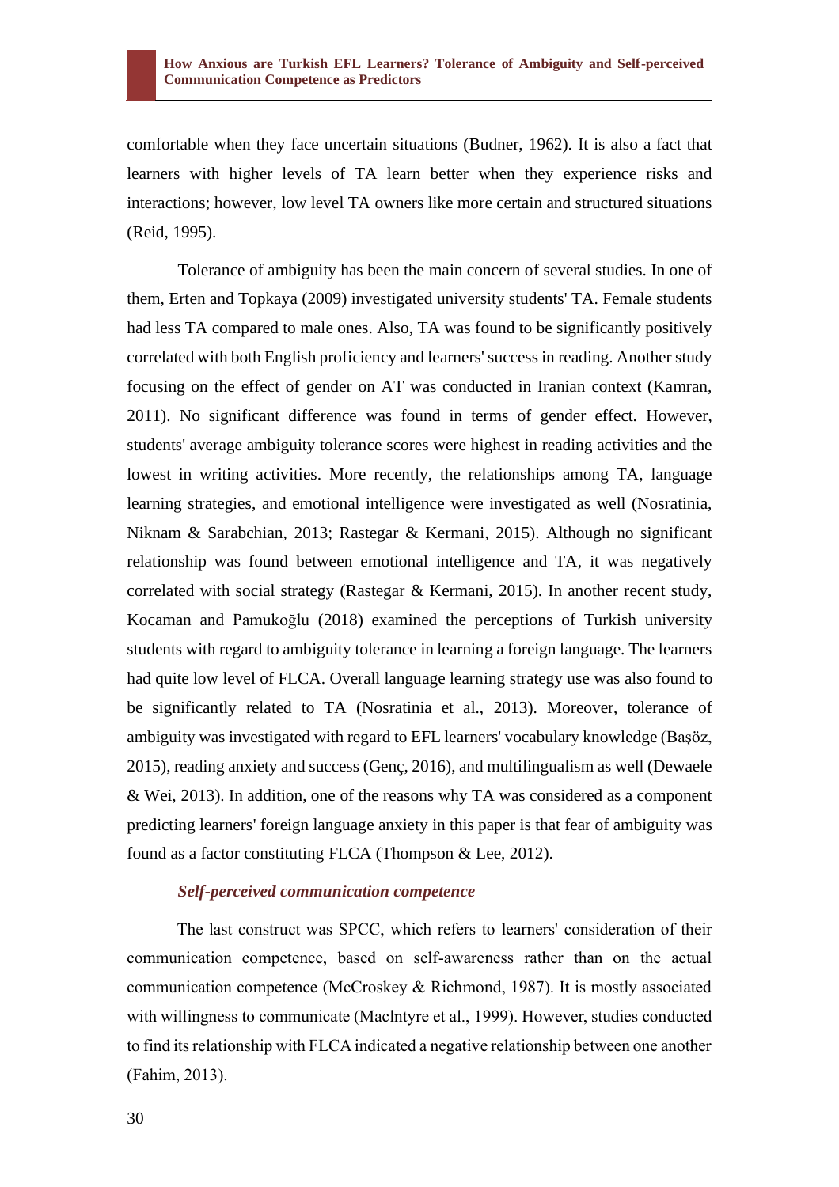comfortable when they face uncertain situations (Budner, 1962). It is also a fact that learners with higher levels of TA learn better when they experience risks and interactions; however, low level TA owners like more certain and structured situations (Reid, 1995).

Tolerance of ambiguity has been the main concern of several studies. In one of them, Erten and Topkaya (2009) investigated university students' TA. Female students had less TA compared to male ones. Also, TA was found to be significantly positively correlated with both English proficiency and learners' success in reading. Another study focusing on the effect of gender on AT was conducted in Iranian context (Kamran, 2011). No significant difference was found in terms of gender effect. However, students' average ambiguity tolerance scores were highest in reading activities and the lowest in writing activities. More recently, the relationships among TA, language learning strategies, and emotional intelligence were investigated as well (Nosratinia, Niknam & Sarabchian, 2013; Rastegar & Kermani, 2015). Although no significant relationship was found between emotional intelligence and TA, it was negatively correlated with social strategy (Rastegar & Kermani, 2015). In another recent study, Kocaman and Pamukoğlu (2018) examined the perceptions of Turkish university students with regard to ambiguity tolerance in learning a foreign language. The learners had quite low level of FLCA. Overall language learning strategy use was also found to be significantly related to TA (Nosratinia et al., 2013). Moreover, tolerance of ambiguity was investigated with regard to EFL learners' vocabulary knowledge (Başöz, 2015), reading anxiety and success (Genç, 2016), and multilingualism as well (Dewaele & Wei, 2013). In addition, one of the reasons why TA was considered as a component predicting learners' foreign language anxiety in this paper is that fear of ambiguity was found as a factor constituting FLCA (Thompson & Lee, 2012).

### *Self-perceived communication competence*

The last construct was SPCC, which refers to learners' consideration of their communication competence, based on self-awareness rather than on the actual communication competence (McCroskey & Richmond, 1987). It is mostly associated with willingness to communicate (Maclntyre et al., 1999). However, studies conducted to find its relationship with FLCA indicated a negative relationship between one another (Fahim, 2013).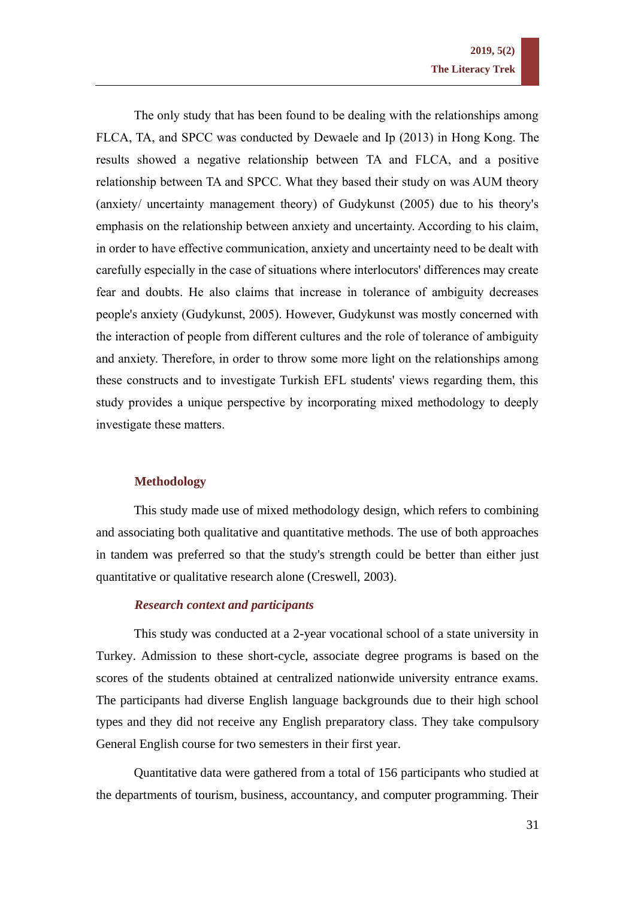The only study that has been found to be dealing with the relationships among FLCA, TA, and SPCC was conducted by Dewaele and Ip (2013) in Hong Kong. The results showed a negative relationship between TA and FLCA, and a positive relationship between TA and SPCC. What they based their study on was AUM theory (anxiety/ uncertainty management theory) of Gudykunst (2005) due to his theory's emphasis on the relationship between anxiety and uncertainty. According to his claim, in order to have effective communication, anxiety and uncertainty need to be dealt with carefully especially in the case of situations where interlocutors' differences may create fear and doubts. He also claims that increase in tolerance of ambiguity decreases people's anxiety (Gudykunst, 2005). However, Gudykunst was mostly concerned with the interaction of people from different cultures and the role of tolerance of ambiguity and anxiety. Therefore, in order to throw some more light on the relationships among these constructs and to investigate Turkish EFL students' views regarding them, this study provides a unique perspective by incorporating mixed methodology to deeply investigate these matters.

## Methodology

This study made use of mixed methodology design, which refers to combining and associating both qualitative and quantitative methods. The use of both approaches in tandem was preferred so that the study's strength could be better than either just quantitative or qualitative research alone (Creswell, 2003).

### *Research context and participants*

This study was conducted at a 2-year vocational school of a state university in Turkey. Admission to these short-cycle, associate degree programs is based on the scores of the students obtained at centralized nationwide university entrance exams. The participants had diverse English language backgrounds due to their high school types and they did not receive any English preparatory class. They take compulsory General English course for two semesters in their first year.

Quantitative data were gathered from a total of 156 participants who studied at the departments of tourism, business, accountancy, and computer programming. Their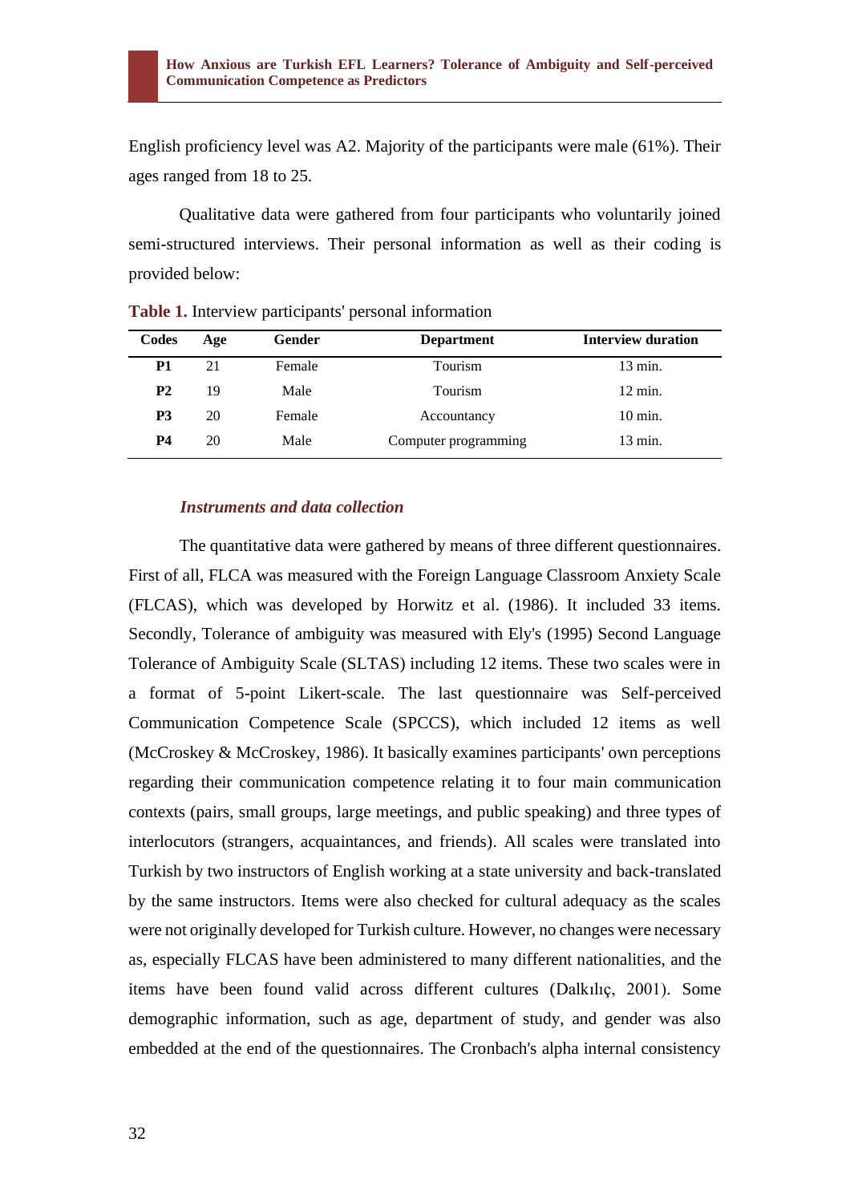English proficiency level was A2. Majority of the participants were male (61%). Their ages ranged from 18 to 25.

Qualitative data were gathered from four participants who voluntarily joined semi-structured interviews. Their personal information as well as their coding is provided below:

**Table 1.** Interview participants' personal information

| Codes | Age | Gender | Department | Interview duration |
|---|---|---|---|---|
| **P1** | 21 | Female | Tourism | 13 min. |
| **P2** | 19 | Male | Tourism | 12 min. |
| **P3** | 20 | Female | Accountancy | 10 min. |
| **P4** | 20 | Male | Computer programming | 13 min. |

### *Instruments and data collection*

The quantitative data were gathered by means of three different questionnaires. First of all, FLCA was measured with the Foreign Language Classroom Anxiety Scale (FLCAS), which was developed by Horwitz et al. (1986). It included 33 items. Secondly, Tolerance of ambiguity was measured with Ely's (1995) Second Language Tolerance of Ambiguity Scale (SLTAS) including 12 items. These two scales were in a format of 5-point Likert-scale. The last questionnaire was Self-perceived Communication Competence Scale (SPCCS), which included 12 items as well (McCroskey & McCroskey, 1986). It basically examines participants' own perceptions regarding their communication competence relating it to four main communication contexts (pairs, small groups, large meetings, and public speaking) and three types of interlocutors (strangers, acquaintances, and friends). All scales were translated into Turkish by two instructors of English working at a state university and back-translated by the same instructors. Items were also checked for cultural adequacy as the scales were not originally developed for Turkish culture. However, no changes were necessary as, especially FLCAS have been administered to many different nationalities, and the items have been found valid across different cultures (Dalkılıç, 2001). Some demographic information, such as age, department of study, and gender was also embedded at the end of the questionnaires. The Cronbach's alpha internal consistency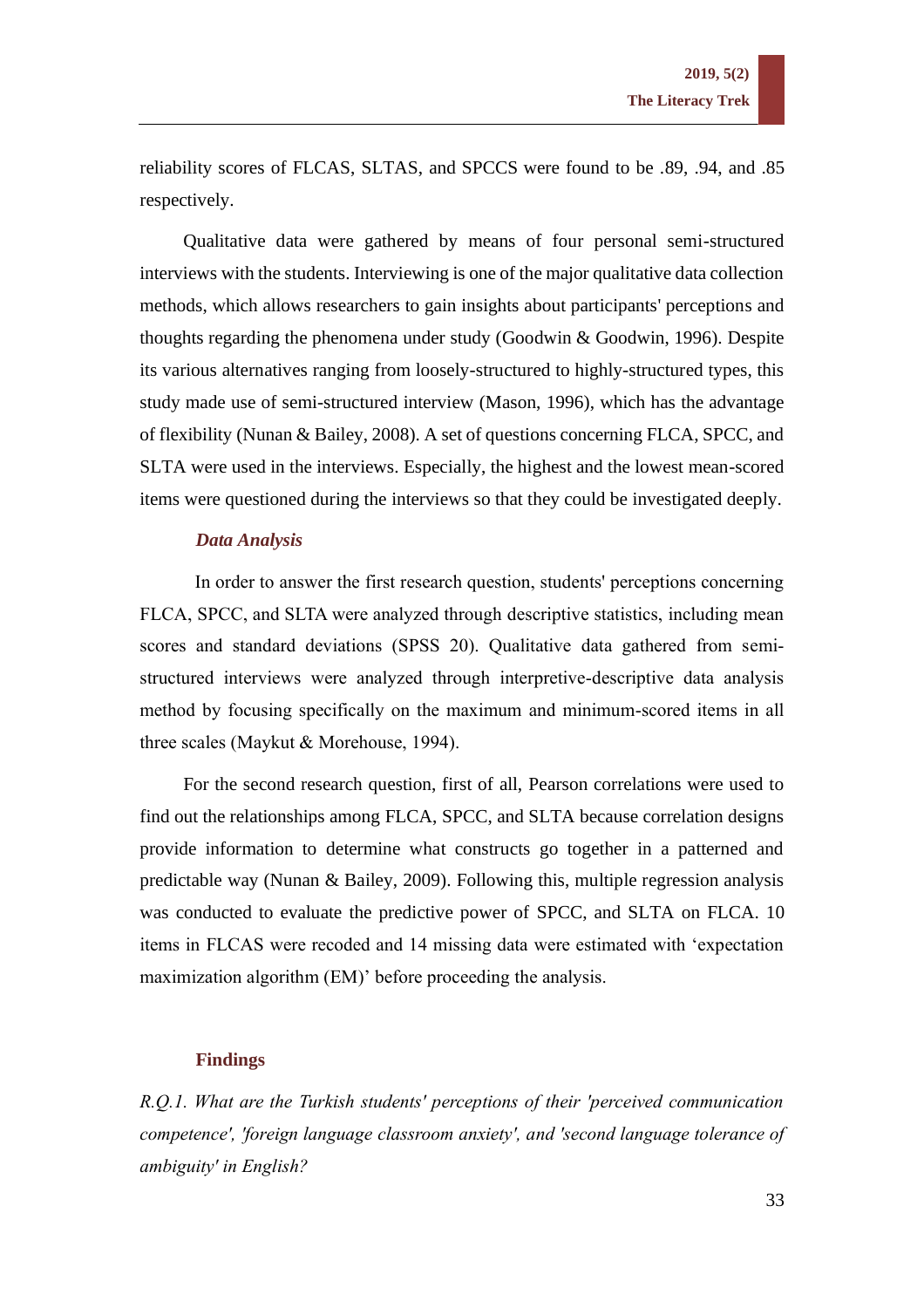reliability scores of FLCAS, SLTAS, and SPCCS were found to be .89, .94, and .85 respectively.

Qualitative data were gathered by means of four personal semi-structured interviews with the students. Interviewing is one of the major qualitative data collection methods, which allows researchers to gain insights about participants' perceptions and thoughts regarding the phenomena under study (Goodwin & Goodwin, 1996). Despite its various alternatives ranging from loosely-structured to highly-structured types, this study made use of semi-structured interview (Mason, 1996), which has the advantage of flexibility (Nunan & Bailey, 2008). A set of questions concerning FLCA, SPCC, and SLTA were used in the interviews. Especially, the highest and the lowest mean-scored items were questioned during the interviews so that they could be investigated deeply.

### *Data Analysis*

In order to answer the first research question, students' perceptions concerning FLCA, SPCC, and SLTA were analyzed through descriptive statistics, including mean scores and standard deviations (SPSS 20). Qualitative data gathered from semi-structured interviews were analyzed through interpretive-descriptive data analysis method by focusing specifically on the maximum and minimum-scored items in all three scales (Maykut & Morehouse, 1994).

For the second research question, first of all, Pearson correlations were used to find out the relationships among FLCA, SPCC, and SLTA because correlation designs provide information to determine what constructs go together in a patterned and predictable way (Nunan & Bailey, 2009). Following this, multiple regression analysis was conducted to evaluate the predictive power of SPCC, and SLTA on FLCA. 10 items in FLCAS were recoded and 14 missing data were estimated with 'expectation maximization algorithm (EM)' before proceeding the analysis.

## Findings

*R.Q.1. What are the Turkish students' perceptions of their 'perceived communication competence', 'foreign language classroom anxiety', and 'second language tolerance of ambiguity' in English?*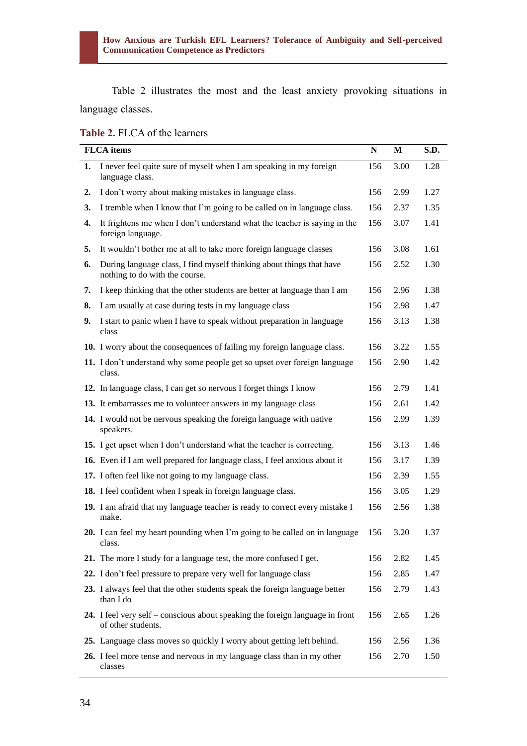Table 2 illustrates the most and the least anxiety provoking situations in language classes.

**Table 2.** FLCA of the learners

| | FLCA items | N | M | S.D. |
|---|---|---|---|---|
| **1.** | I never feel quite sure of myself when I am speaking in my foreign language class. | 156 | 3.00 | 1.28 |
| **2.** | I don't worry about making mistakes in language class. | 156 | 2.99 | 1.27 |
| **3.** | I tremble when I know that I'm going to be called on in language class. | 156 | 2.37 | 1.35 |
| **4.** | It frightens me when I don't understand what the teacher is saying in the foreign language. | 156 | 3.07 | 1.41 |
| **5.** | It wouldn't bother me at all to take more foreign language classes | 156 | 3.08 | 1.61 |
| **6.** | During language class, I find myself thinking about things that have nothing to do with the course. | 156 | 2.52 | 1.30 |
| **7.** | I keep thinking that the other students are better at language than I am | 156 | 2.96 | 1.38 |
| **8.** | I am usually at case during tests in my language class | 156 | 2.98 | 1.47 |
| **9.** | I start to panic when I have to speak without preparation in language class | 156 | 3.13 | 1.38 |
| **10.** | I worry about the consequences of failing my foreign language class. | 156 | 3.22 | 1.55 |
| **11.** | I don't understand why some people get so upset over foreign language class. | 156 | 2.90 | 1.42 |
| **12.** | In language class, I can get so nervous I forget things I know | 156 | 2.79 | 1.41 |
| **13.** | It embarrasses me to volunteer answers in my language class | 156 | 2.61 | 1.42 |
| **14.** | I would not be nervous speaking the foreign language with native speakers. | 156 | 2.99 | 1.39 |
| **15.** | I get upset when I don't understand what the teacher is correcting. | 156 | 3.13 | 1.46 |
| **16.** | Even if I am well prepared for language class, I feel anxious about it | 156 | 3.17 | 1.39 |
| **17.** | I often feel like not going to my language class. | 156 | 2.39 | 1.55 |
| **18.** | I feel confident when I speak in foreign language class. | 156 | 3.05 | 1.29 |
| **19.** | I am afraid that my language teacher is ready to correct every mistake I make. | 156 | 2.56 | 1.38 |
| **20.** | I can feel my heart pounding when I'm going to be called on in language class. | 156 | 3.20 | 1.37 |
| **21.** | The more I study for a language test, the more confused I get. | 156 | 2.82 | 1.45 |
| **22.** | I don't feel pressure to prepare very well for language class | 156 | 2.85 | 1.47 |
| **23.** | I always feel that the other students speak the foreign language better than I do | 156 | 2.79 | 1.43 |
| **24.** | I feel very self – conscious about speaking the foreign language in front of other students. | 156 | 2.65 | 1.26 |
| **25.** | Language class moves so quickly I worry about getting left behind. | 156 | 2.56 | 1.36 |
| **26.** | I feel more tense and nervous in my language class than in my other classes | 156 | 2.70 | 1.50 |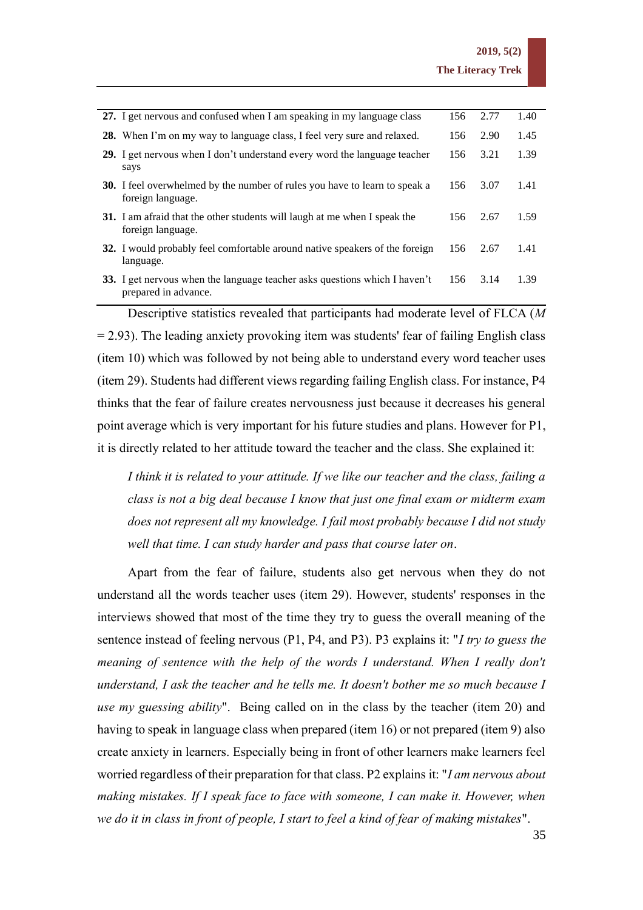| | | | |
|---|---|---|---|
| **27.** I get nervous and confused when I am speaking in my language class | 156 | 2.77 | 1.40 |
| **28.** When I'm on my way to language class, I feel very sure and relaxed. | 156 | 2.90 | 1.45 |
| **29.** I get nervous when I don't understand every word the language teacher says | 156 | 3.21 | 1.39 |
| **30.** I feel overwhelmed by the number of rules you have to learn to speak a foreign language. | 156 | 3.07 | 1.41 |
| **31.** I am afraid that the other students will laugh at me when I speak the foreign language. | 156 | 2.67 | 1.59 |
| **32.** I would probably feel comfortable around native speakers of the foreign language. | 156 | 2.67 | 1.41 |
| **33.** I get nervous when the language teacher asks questions which I haven't prepared in advance. | 156 | 3.14 | 1.39 |

Descriptive statistics revealed that participants had moderate level of FLCA (*M* = 2.93). The leading anxiety provoking item was students' fear of failing English class (item 10) which was followed by not being able to understand every word teacher uses (item 29). Students had different views regarding failing English class. For instance, P4 thinks that the fear of failure creates nervousness just because it decreases his general point average which is very important for his future studies and plans. However for P1, it is directly related to her attitude toward the teacher and the class. She explained it:

> *I think it is related to your attitude. If we like our teacher and the class, failing a class is not a big deal because I know that just one final exam or midterm exam does not represent all my knowledge. I fail most probably because I did not study well that time. I can study harder and pass that course later on*.

Apart from the fear of failure, students also get nervous when they do not understand all the words teacher uses (item 29). However, students' responses in the interviews showed that most of the time they try to guess the overall meaning of the sentence instead of feeling nervous (P1, P4, and P3). P3 explains it: "*I try to guess the meaning of sentence with the help of the words I understand. When I really don't understand, I ask the teacher and he tells me. It doesn't bother me so much because I use my guessing ability*". Being called on in the class by the teacher (item 20) and having to speak in language class when prepared (item 16) or not prepared (item 9) also create anxiety in learners. Especially being in front of other learners make learners feel worried regardless of their preparation for that class. P2 explains it: "*I am nervous about making mistakes. If I speak face to face with someone, I can make it. However, when we do it in class in front of people, I start to feel a kind of fear of making mistakes*".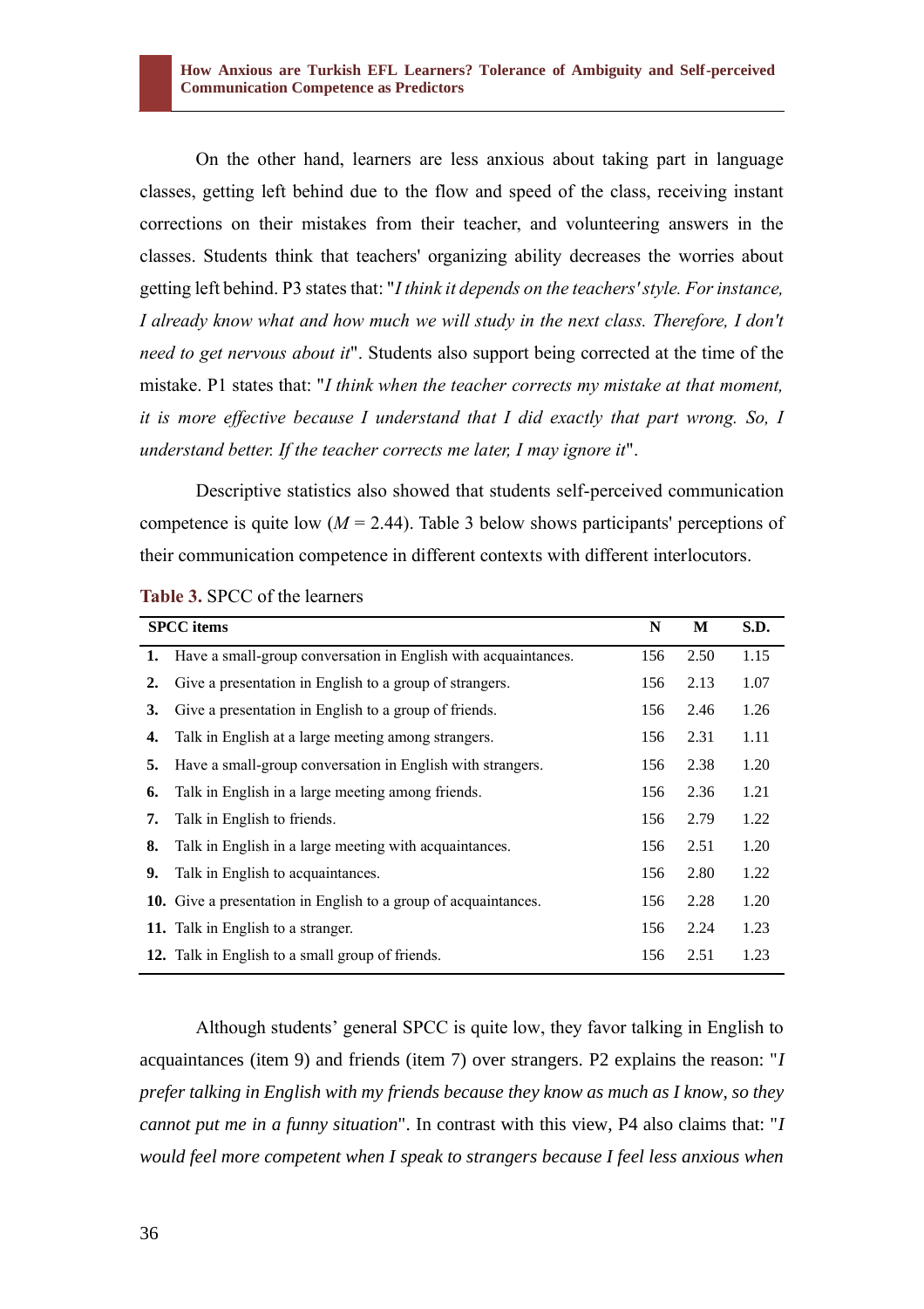On the other hand, learners are less anxious about taking part in language classes, getting left behind due to the flow and speed of the class, receiving instant corrections on their mistakes from their teacher, and volunteering answers in the classes. Students think that teachers' organizing ability decreases the worries about getting left behind. P3 states that: "*I think it depends on the teachers' style. For instance, I already know what and how much we will study in the next class. Therefore, I don't need to get nervous about it*". Students also support being corrected at the time of the mistake. P1 states that: "*I think when the teacher corrects my mistake at that moment, it is more effective because I understand that I did exactly that part wrong. So, I understand better. If the teacher corrects me later, I may ignore it*".

Descriptive statistics also showed that students self-perceived communication competence is quite low ($M$ = 2.44). Table 3 below shows participants' perceptions of their communication competence in different contexts with different interlocutors.

**Table 3.** SPCC of the learners

| SPCC items | N | M | S.D. |
|---|---|---|---|
| **1.** Have a small-group conversation in English with acquaintances. | 156 | 2.50 | 1.15 |
| **2.** Give a presentation in English to a group of strangers. | 156 | 2.13 | 1.07 |
| **3.** Give a presentation in English to a group of friends. | 156 | 2.46 | 1.26 |
| **4.** Talk in English at a large meeting among strangers. | 156 | 2.31 | 1.11 |
| **5.** Have a small-group conversation in English with strangers. | 156 | 2.38 | 1.20 |
| **6.** Talk in English in a large meeting among friends. | 156 | 2.36 | 1.21 |
| **7.** Talk in English to friends. | 156 | 2.79 | 1.22 |
| **8.** Talk in English in a large meeting with acquaintances. | 156 | 2.51 | 1.20 |
| **9.** Talk in English to acquaintances. | 156 | 2.80 | 1.22 |
| **10.** Give a presentation in English to a group of acquaintances. | 156 | 2.28 | 1.20 |
| **11.** Talk in English to a stranger. | 156 | 2.24 | 1.23 |
| **12.** Talk in English to a small group of friends. | 156 | 2.51 | 1.23 |

Although students' general SPCC is quite low, they favor talking in English to acquaintances (item 9) and friends (item 7) over strangers. P2 explains the reason: "*I prefer talking in English with my friends because they know as much as I know, so they cannot put me in a funny situation*". In contrast with this view, P4 also claims that: "*I would feel more competent when I speak to strangers because I feel less anxious when*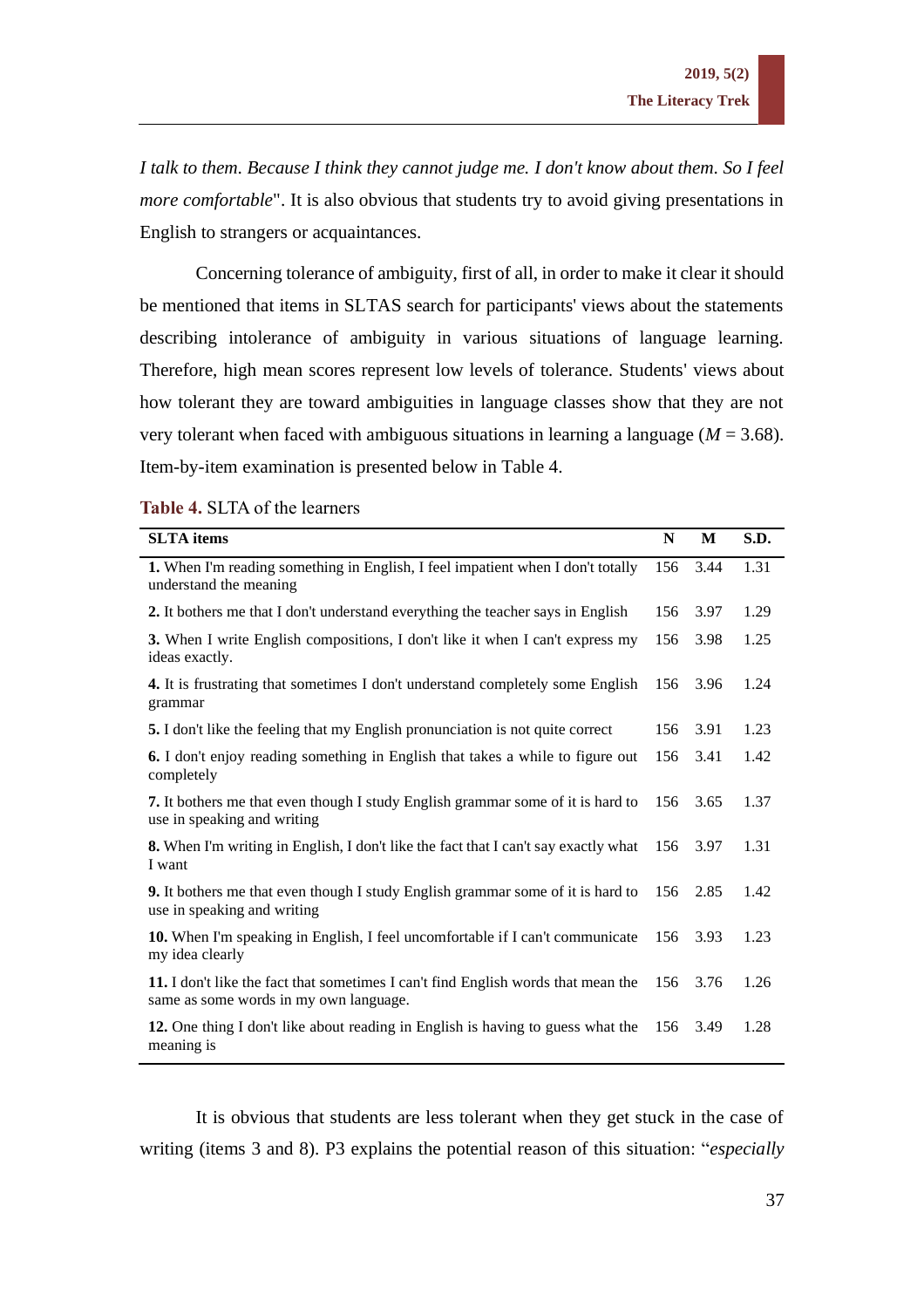*I talk to them. Because I think they cannot judge me. I don't know about them. So I feel more comfortable*". It is also obvious that students try to avoid giving presentations in English to strangers or acquaintances.

Concerning tolerance of ambiguity, first of all, in order to make it clear it should be mentioned that items in SLTAS search for participants' views about the statements describing intolerance of ambiguity in various situations of language learning. Therefore, high mean scores represent low levels of tolerance. Students' views about how tolerant they are toward ambiguities in language classes show that they are not very tolerant when faced with ambiguous situations in learning a language ($M$ = 3.68). Item-by-item examination is presented below in Table 4.

**Table 4.** SLTA of the learners

| SLTA items | N | M | S.D. |
|---|---|---|---|
| **1.** When I'm reading something in English, I feel impatient when I don't totally understand the meaning | 156 | 3.44 | 1.31 |
| **2.** It bothers me that I don't understand everything the teacher says in English | 156 | 3.97 | 1.29 |
| **3.** When I write English compositions, I don't like it when I can't express my ideas exactly. | 156 | 3.98 | 1.25 |
| **4.** It is frustrating that sometimes I don't understand completely some English grammar | 156 | 3.96 | 1.24 |
| **5.** I don't like the feeling that my English pronunciation is not quite correct | 156 | 3.91 | 1.23 |
| **6.** I don't enjoy reading something in English that takes a while to figure out completely | 156 | 3.41 | 1.42 |
| **7.** It bothers me that even though I study English grammar some of it is hard to use in speaking and writing | 156 | 3.65 | 1.37 |
| **8.** When I'm writing in English, I don't like the fact that I can't say exactly what I want | 156 | 3.97 | 1.31 |
| **9.** It bothers me that even though I study English grammar some of it is hard to use in speaking and writing | 156 | 2.85 | 1.42 |
| **10.** When I'm speaking in English, I feel uncomfortable if I can't communicate my idea clearly | 156 | 3.93 | 1.23 |
| **11.** I don't like the fact that sometimes I can't find English words that mean the same as some words in my own language. | 156 | 3.76 | 1.26 |
| **12.** One thing I don't like about reading in English is having to guess what the meaning is | 156 | 3.49 | 1.28 |

It is obvious that students are less tolerant when they get stuck in the case of writing (items 3 and 8). P3 explains the potential reason of this situation: "*especially*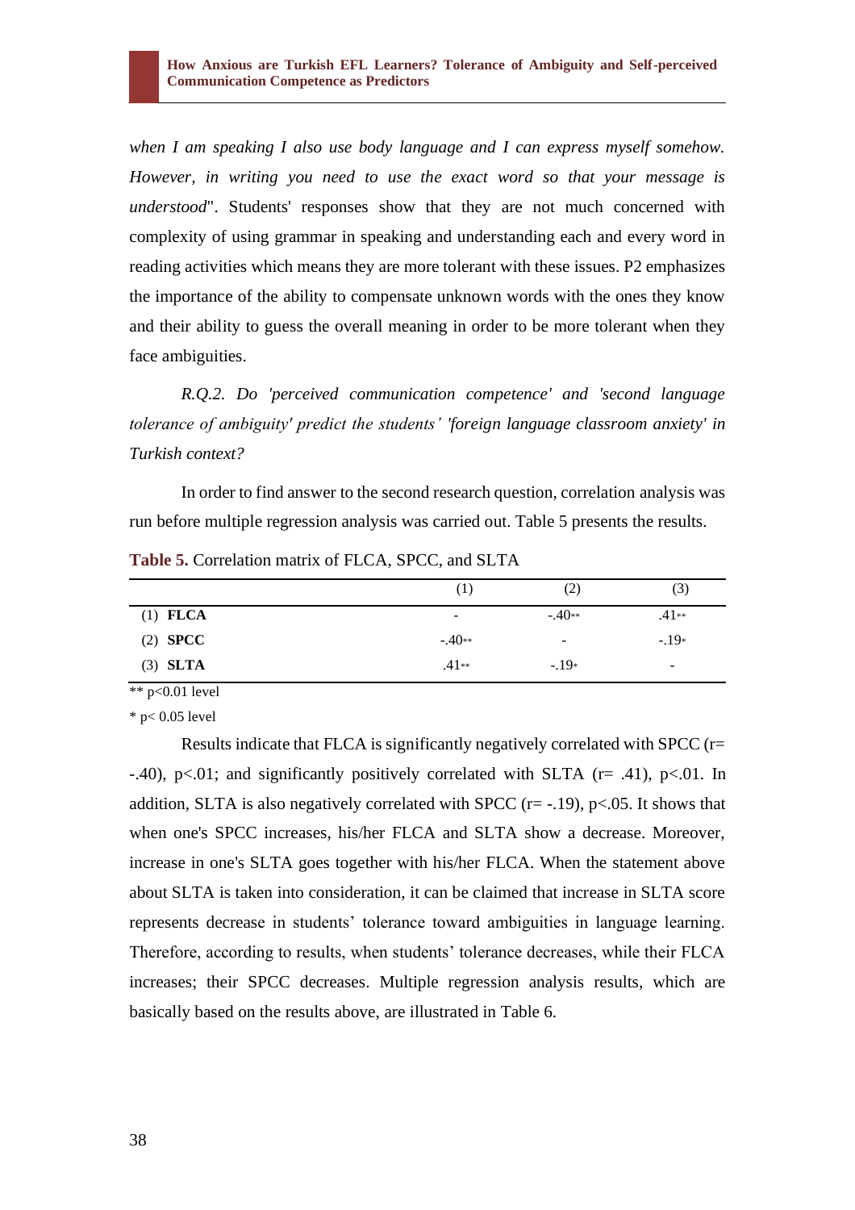*when I am speaking I also use body language and I can express myself somehow. However, in writing you need to use the exact word so that your message is understood*". Students' responses show that they are not much concerned with complexity of using grammar in speaking and understanding each and every word in reading activities which means they are more tolerant with these issues. P2 emphasizes the importance of the ability to compensate unknown words with the ones they know and their ability to guess the overall meaning in order to be more tolerant when they face ambiguities.

*R.Q.2. Do 'perceived communication competence' and 'second language tolerance of ambiguity' predict the students' 'foreign language classroom anxiety' in Turkish context?*

In order to find answer to the second research question, correlation analysis was run before multiple regression analysis was carried out. Table 5 presents the results.

**Table 5.** Correlation matrix of FLCA, SPCC, and SLTA

| | (1) | (2) | (3) |
|---|---|---|---|
| (1) **FLCA** | - | -.40** | .41** |
| (2) **SPCC** | -.40** | - | -.19* |
| (3) **SLTA** | .41** | -.19* | - |

** p<0.01 level

* p< 0.05 level

Results indicate that FLCA is significantly negatively correlated with SPCC (r= -.40), p<.01; and significantly positively correlated with SLTA (r= .41), p<.01. In addition, SLTA is also negatively correlated with SPCC (r= -.19), p<.05. It shows that when one's SPCC increases, his/her FLCA and SLTA show a decrease. Moreover, increase in one's SLTA goes together with his/her FLCA. When the statement above about SLTA is taken into consideration, it can be claimed that increase in SLTA score represents decrease in students' tolerance toward ambiguities in language learning. Therefore, according to results, when students' tolerance decreases, while their FLCA increases; their SPCC decreases. Multiple regression analysis results, which are basically based on the results above, are illustrated in Table 6.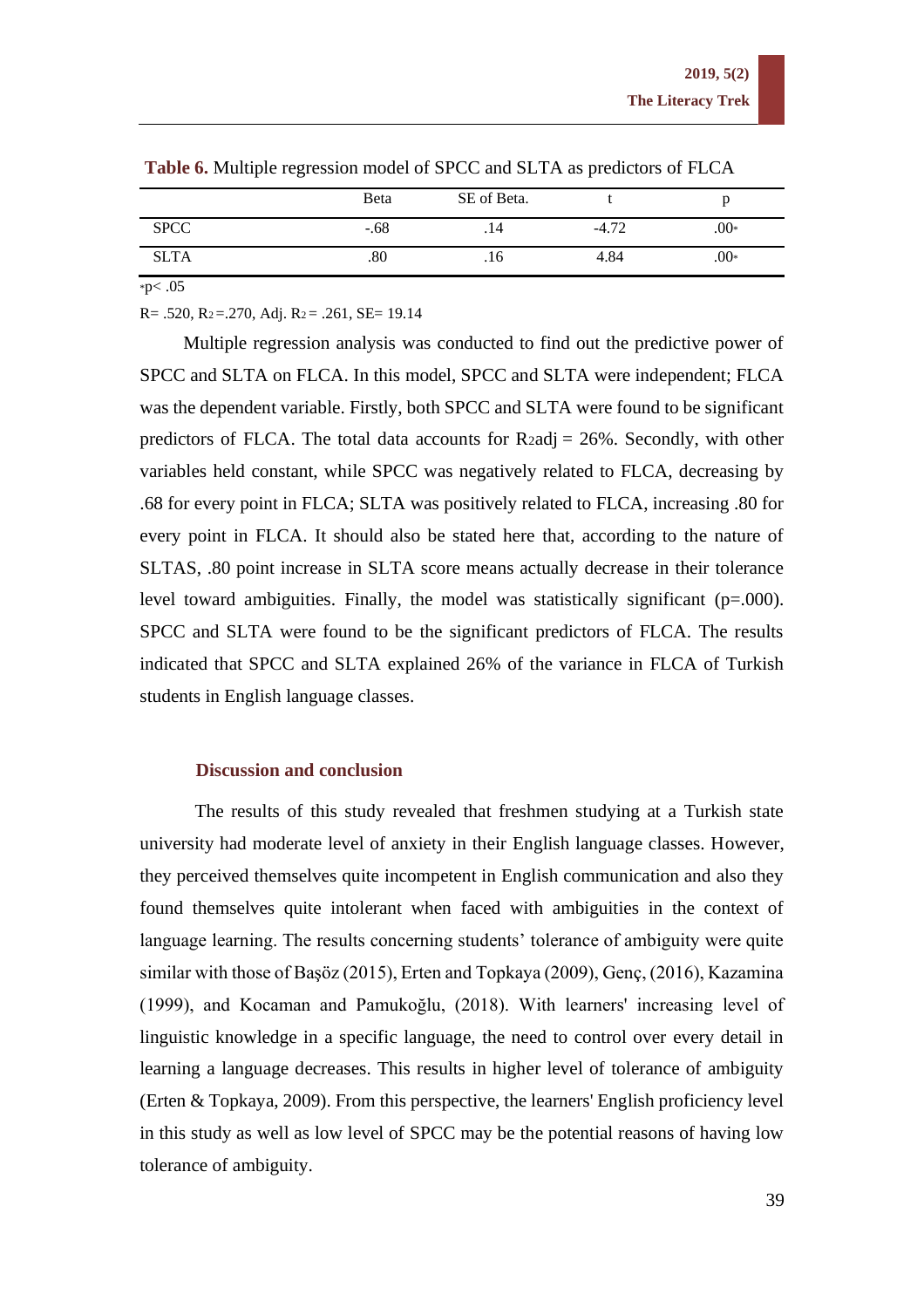**Table 6.** Multiple regression model of SPCC and SLTA as predictors of FLCA

| | Beta | SE of Beta. | t | p |
|---|---|---|---|---|
| SPCC | -.68 | .14 | -4.72 | .00* |
| SLTA | .80 | .16 | 4.84 | .00* |

*p< .05

R= .520, $R^2$=.270, Adj. $R^2$= .261, SE= 19.14

Multiple regression analysis was conducted to find out the predictive power of SPCC and SLTA on FLCA. In this model, SPCC and SLTA were independent; FLCA was the dependent variable. Firstly, both SPCC and SLTA were found to be significant predictors of FLCA. The total data accounts for $R^2$adj = 26%. Secondly, with other variables held constant, while SPCC was negatively related to FLCA, decreasing by .68 for every point in FLCA; SLTA was positively related to FLCA, increasing .80 for every point in FLCA. It should also be stated here that, according to the nature of SLTAS, .80 point increase in SLTA score means actually decrease in their tolerance level toward ambiguities. Finally, the model was statistically significant (p=.000). SPCC and SLTA were found to be the significant predictors of FLCA. The results indicated that SPCC and SLTA explained 26% of the variance in FLCA of Turkish students in English language classes.

## Discussion and conclusion

The results of this study revealed that freshmen studying at a Turkish state university had moderate level of anxiety in their English language classes. However, they perceived themselves quite incompetent in English communication and also they found themselves quite intolerant when faced with ambiguities in the context of language learning. The results concerning students' tolerance of ambiguity were quite similar with those of Başöz (2015), Erten and Topkaya (2009), Genç, (2016), Kazamina (1999), and Kocaman and Pamukoğlu, (2018). With learners' increasing level of linguistic knowledge in a specific language, the need to control over every detail in learning a language decreases. This results in higher level of tolerance of ambiguity (Erten & Topkaya, 2009). From this perspective, the learners' English proficiency level in this study as well as low level of SPCC may be the potential reasons of having low tolerance of ambiguity.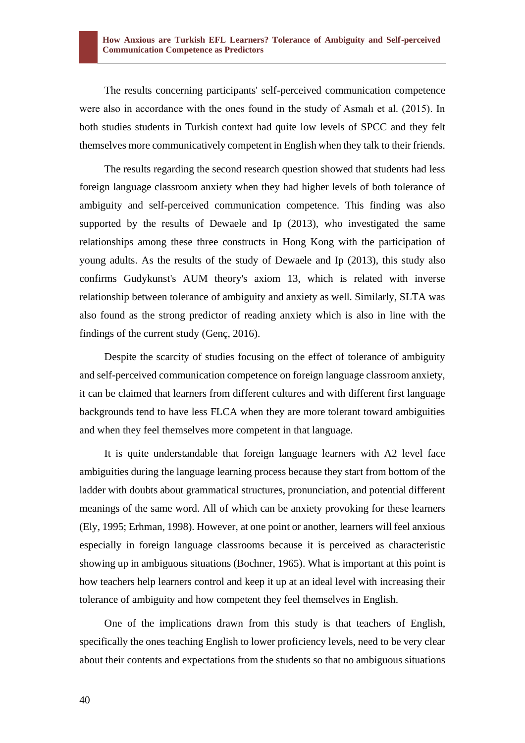The results concerning participants' self-perceived communication competence were also in accordance with the ones found in the study of Asmalı et al. (2015). In both studies students in Turkish context had quite low levels of SPCC and they felt themselves more communicatively competent in English when they talk to their friends.

The results regarding the second research question showed that students had less foreign language classroom anxiety when they had higher levels of both tolerance of ambiguity and self-perceived communication competence. This finding was also supported by the results of Dewaele and Ip (2013), who investigated the same relationships among these three constructs in Hong Kong with the participation of young adults. As the results of the study of Dewaele and Ip (2013), this study also confirms Gudykunst's AUM theory's axiom 13, which is related with inverse relationship between tolerance of ambiguity and anxiety as well. Similarly, SLTA was also found as the strong predictor of reading anxiety which is also in line with the findings of the current study (Genç, 2016).

Despite the scarcity of studies focusing on the effect of tolerance of ambiguity and self-perceived communication competence on foreign language classroom anxiety, it can be claimed that learners from different cultures and with different first language backgrounds tend to have less FLCA when they are more tolerant toward ambiguities and when they feel themselves more competent in that language.

It is quite understandable that foreign language learners with A2 level face ambiguities during the language learning process because they start from bottom of the ladder with doubts about grammatical structures, pronunciation, and potential different meanings of the same word. All of which can be anxiety provoking for these learners (Ely, 1995; Erhman, 1998). However, at one point or another, learners will feel anxious especially in foreign language classrooms because it is perceived as characteristic showing up in ambiguous situations (Bochner, 1965). What is important at this point is how teachers help learners control and keep it up at an ideal level with increasing their tolerance of ambiguity and how competent they feel themselves in English.

One of the implications drawn from this study is that teachers of English, specifically the ones teaching English to lower proficiency levels, need to be very clear about their contents and expectations from the students so that no ambiguous situations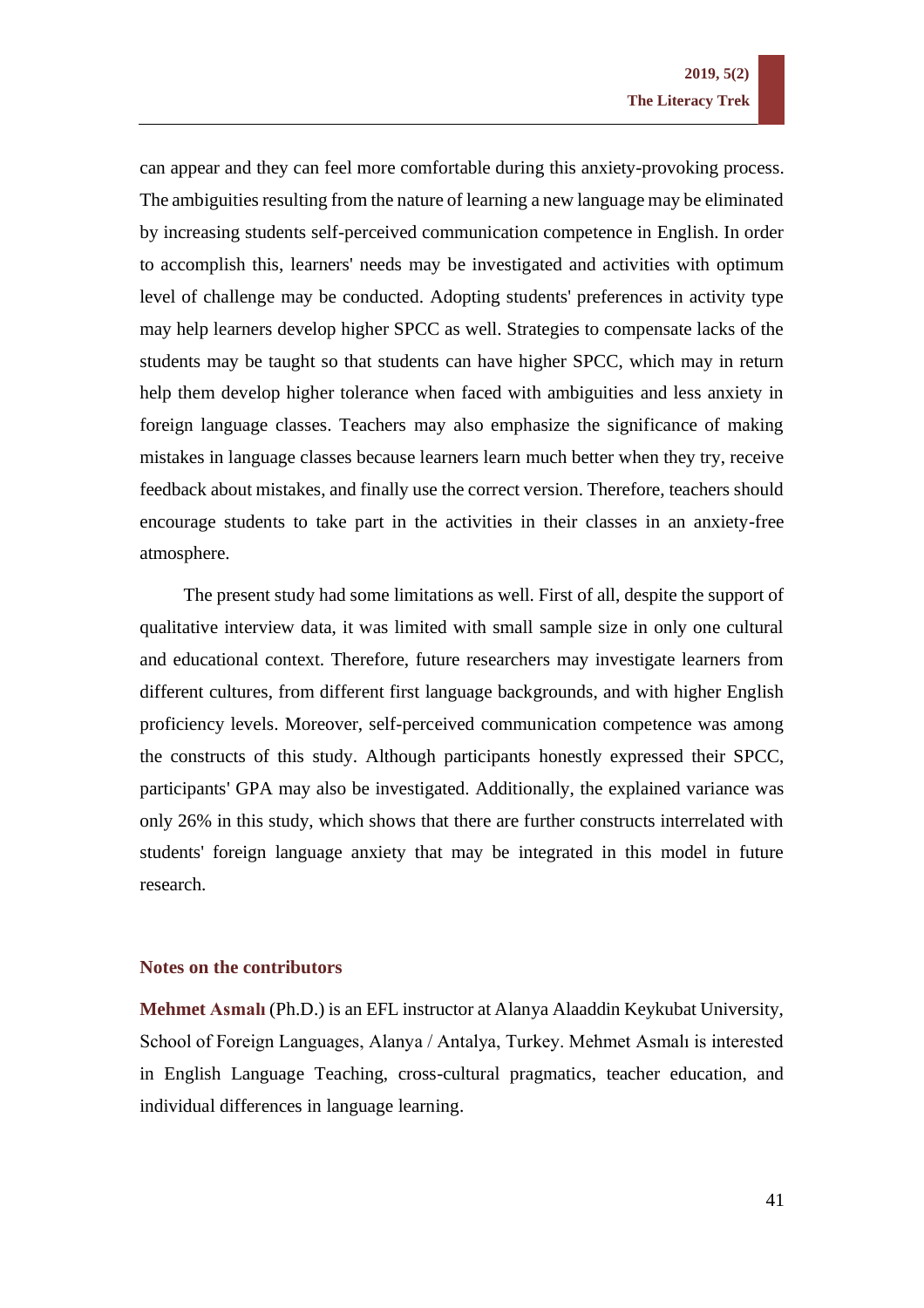can appear and they can feel more comfortable during this anxiety-provoking process. The ambiguities resulting from the nature of learning a new language may be eliminated by increasing students self-perceived communication competence in English. In order to accomplish this, learners' needs may be investigated and activities with optimum level of challenge may be conducted. Adopting students' preferences in activity type may help learners develop higher SPCC as well. Strategies to compensate lacks of the students may be taught so that students can have higher SPCC, which may in return help them develop higher tolerance when faced with ambiguities and less anxiety in foreign language classes. Teachers may also emphasize the significance of making mistakes in language classes because learners learn much better when they try, receive feedback about mistakes, and finally use the correct version. Therefore, teachers should encourage students to take part in the activities in their classes in an anxiety-free atmosphere.

The present study had some limitations as well. First of all, despite the support of qualitative interview data, it was limited with small sample size in only one cultural and educational context. Therefore, future researchers may investigate learners from different cultures, from different first language backgrounds, and with higher English proficiency levels. Moreover, self-perceived communication competence was among the constructs of this study. Although participants honestly expressed their SPCC, participants' GPA may also be investigated. Additionally, the explained variance was only 26% in this study, which shows that there are further constructs interrelated with students' foreign language anxiety that may be integrated in this model in future research.

## Notes on the contributors

**Mehmet Asmalı** (Ph.D.) is an EFL instructor at Alanya Alaaddin Keykubat University, School of Foreign Languages, Alanya / Antalya, Turkey. Mehmet Asmalı is interested in English Language Teaching, cross-cultural pragmatics, teacher education, and individual differences in language learning.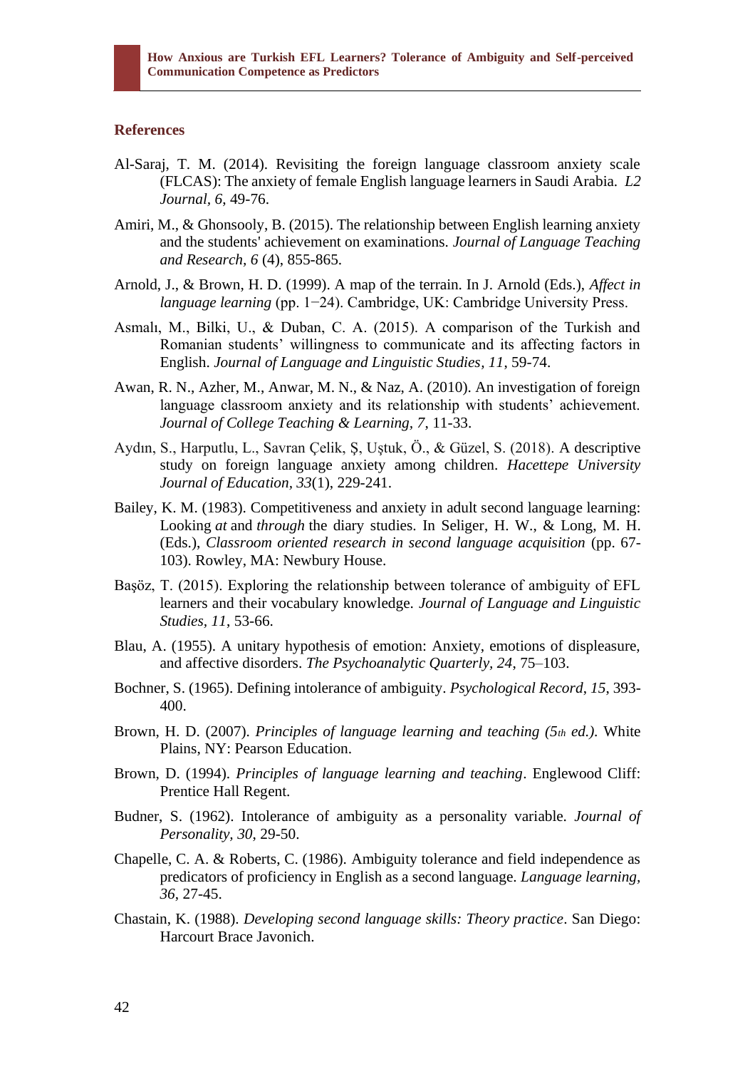## References

Al-Saraj, T. M. (2014). Revisiting the foreign language classroom anxiety scale (FLCAS): The anxiety of female English language learners in Saudi Arabia. *L2 Journal, 6*, 49-76.

Amiri, M., & Ghonsooly, B. (2015). The relationship between English learning anxiety and the students' achievement on examinations. *Journal of Language Teaching and Research, 6* (4), 855-865.

Arnold, J., & Brown, H. D. (1999). A map of the terrain. In J. Arnold (Eds.), *Affect in language learning* (pp. 1−24). Cambridge, UK: Cambridge University Press.

Asmalı, M., Bilki, U., & Duban, C. A. (2015). A comparison of the Turkish and Romanian students' willingness to communicate and its affecting factors in English. *Journal of Language and Linguistic Studies, 11*, 59-74.

Awan, R. N., Azher, M., Anwar, M. N., & Naz, A. (2010). An investigation of foreign language classroom anxiety and its relationship with students' achievement. *Journal of College Teaching & Learning, 7*, 11-33.

Aydın, S., Harputlu, L., Savran Çelik, Ş, Uştuk, Ö., & Güzel, S. (2018). A descriptive study on foreign language anxiety among children. *Hacettepe University Journal of Education, 33*(1), 229-241.

Bailey, K. M. (1983). Competitiveness and anxiety in adult second language learning: Looking *at* and *through* the diary studies. In Seliger, H. W., & Long, M. H. (Eds.), *Classroom oriented research in second language acquisition* (pp. 67-103). Rowley, MA: Newbury House.

Başöz, T. (2015). Exploring the relationship between tolerance of ambiguity of EFL learners and their vocabulary knowledge. *Journal of Language and Linguistic Studies, 11*, 53-66.

Blau, A. (1955). A unitary hypothesis of emotion: Anxiety, emotions of displeasure, and affective disorders. *The Psychoanalytic Quarterly, 24*, 75–103.

Bochner, S. (1965). Defining intolerance of ambiguity. *Psychological Record, 15*, 393-400.

Brown, H. D. (2007). *Principles of language learning and teaching (5th ed.)*. White Plains, NY: Pearson Education.

Brown, D. (1994). *Principles of language learning and teaching*. Englewood Cliff: Prentice Hall Regent.

Budner, S. (1962). Intolerance of ambiguity as a personality variable. *Journal of Personality, 30*, 29-50.

Chapelle, C. A. & Roberts, C. (1986). Ambiguity tolerance and field independence as predicators of proficiency in English as a second language. *Language learning, 36*, 27-45.

Chastain, K. (1988). *Developing second language skills: Theory practice*. San Diego: Harcourt Brace Javonich.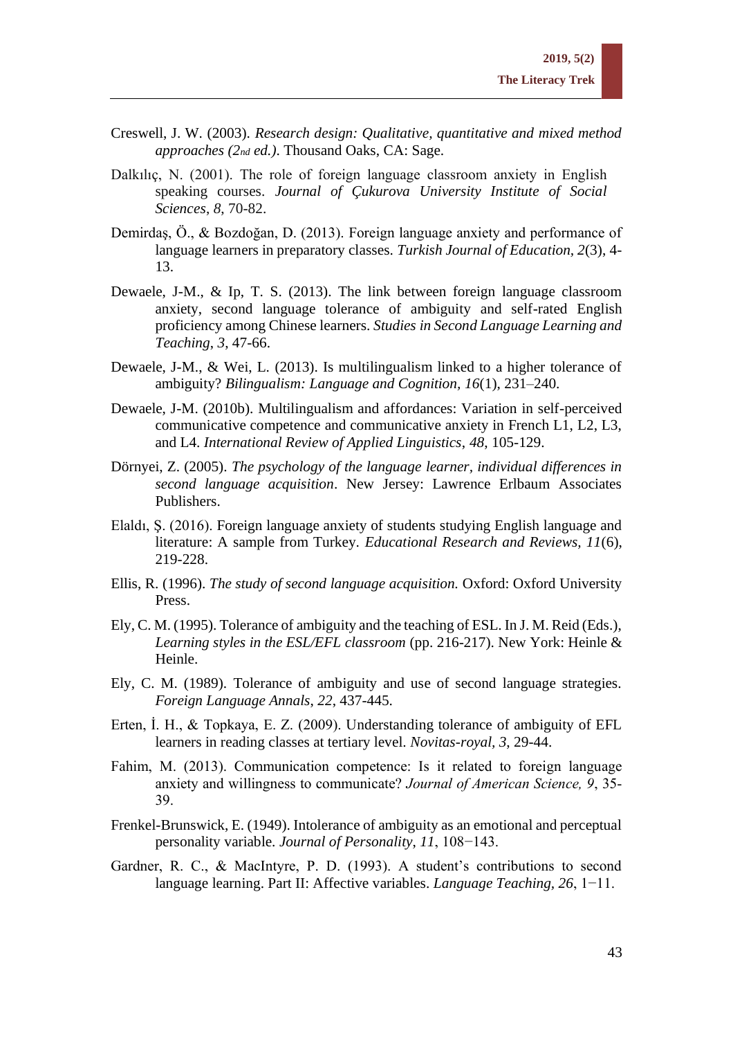Creswell, J. W. (2003). *Research design: Qualitative, quantitative and mixed method approaches (2nd ed.)*. Thousand Oaks, CA: Sage.

Dalkılıç, N. (2001). The role of foreign language classroom anxiety in English speaking courses. *Journal of Çukurova University Institute of Social Sciences*, *8*, 70-82.

Demirdaş, Ö., & Bozdoğan, D. (2013). Foreign language anxiety and performance of language learners in preparatory classes. *Turkish Journal of Education, 2*(3), 4-13.

Dewaele, J-M., & Ip, T. S. (2013). The link between foreign language classroom anxiety, second language tolerance of ambiguity and self-rated English proficiency among Chinese learners. *Studies in Second Language Learning and Teaching, 3*, 47-66.

Dewaele, J-M., & Wei, L. (2013). Is multilingualism linked to a higher tolerance of ambiguity? *Bilingualism: Language and Cognition, 16*(1), 231–240.

Dewaele, J-M. (2010b). Multilingualism and affordances: Variation in self-perceived communicative competence and communicative anxiety in French L1, L2, L3, and L4. *International Review of Applied Linguistics*, *48*, 105-129.

Dörnyei, Z. (2005). *The psychology of the language learner, individual differences in second language acquisition*. New Jersey: Lawrence Erlbaum Associates Publishers.

Elaldı, Ş. (2016). Foreign language anxiety of students studying English language and literature: A sample from Turkey. *Educational Research and Reviews, 11*(6), 219-228.

Ellis, R. (1996). *The study of second language acquisition.* Oxford: Oxford University Press.

Ely, C. M. (1995). Tolerance of ambiguity and the teaching of ESL. In J. M. Reid (Eds.), *Learning styles in the ESL/EFL classroom* (pp. 216-217). New York: Heinle & Heinle.

Ely, C. M. (1989). Tolerance of ambiguity and use of second language strategies. *Foreign Language Annals*, *22*, 437-445.

Erten, İ. H., & Topkaya, E. Z. (2009). Understanding tolerance of ambiguity of EFL learners in reading classes at tertiary level. *Novitas-royal, 3,* 29-44.

Fahim, M. (2013). Communication competence: Is it related to foreign language anxiety and willingness to communicate? *Journal of American Science, 9*, 35-39.

Frenkel-Brunswick, E. (1949). Intolerance of ambiguity as an emotional and perceptual personality variable. *Journal of Personality*, *11*, 108−143.

Gardner, R. C., & MacIntyre, P. D. (1993). A student's contributions to second language learning. Part II: Affective variables. *Language Teaching, 26*, 1−11.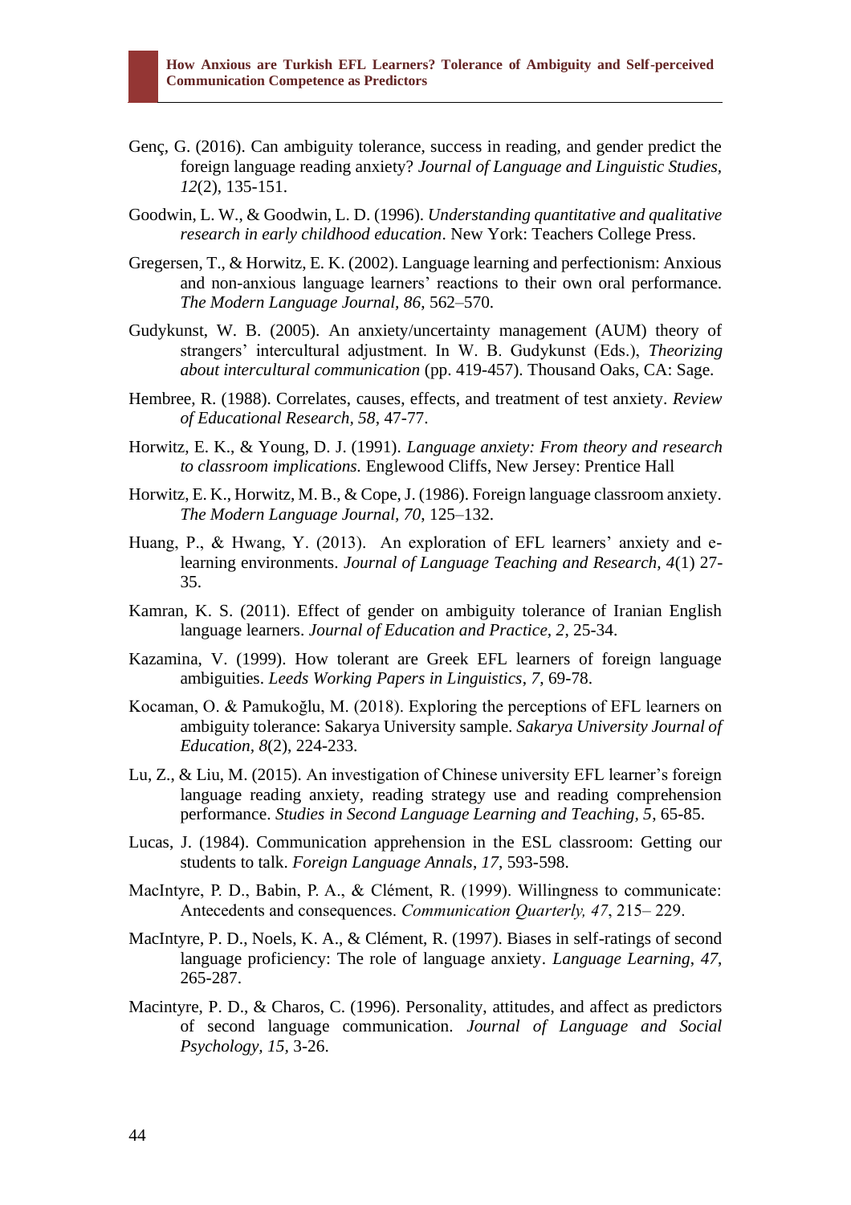Genç, G. (2016). Can ambiguity tolerance, success in reading, and gender predict the foreign language reading anxiety? *Journal of Language and Linguistic Studies, 12*(2), 135-151.

Goodwin, L. W., & Goodwin, L. D. (1996). *Understanding quantitative and qualitative research in early childhood education*. New York: Teachers College Press.

Gregersen, T., & Horwitz, E. K. (2002). Language learning and perfectionism: Anxious and non-anxious language learners' reactions to their own oral performance. *The Modern Language Journal, 86*, 562–570.

Gudykunst, W. B. (2005). An anxiety/uncertainty management (AUM) theory of strangers' intercultural adjustment. In W. B. Gudykunst (Eds.), *Theorizing about intercultural communication* (pp. 419-457). Thousand Oaks, CA: Sage.

Hembree, R. (1988). Correlates, causes, effects, and treatment of test anxiety. *Review of Educational Research, 58*, 47-77.

Horwitz, E. K., & Young, D. J. (1991). *Language anxiety: From theory and research to classroom implications.* Englewood Cliffs, New Jersey: Prentice Hall

Horwitz, E. K., Horwitz, M. B., & Cope, J. (1986). Foreign language classroom anxiety. *The Modern Language Journal, 70*, 125–132.

Huang, P., & Hwang, Y. (2013). An exploration of EFL learners' anxiety and e-learning environments. *Journal of Language Teaching and Research, 4*(1) 27-35.

Kamran, K. S. (2011). Effect of gender on ambiguity tolerance of Iranian English language learners. *Journal of Education and Practice, 2*, 25-34.

Kazamina, V. (1999). How tolerant are Greek EFL learners of foreign language ambiguities. *Leeds Working Papers in Linguistics, 7*, 69-78.

Kocaman, O. & Pamukoğlu, M. (2018). Exploring the perceptions of EFL learners on ambiguity tolerance: Sakarya University sample. *Sakarya University Journal of Education, 8*(2), 224-233.

Lu, Z., & Liu, M. (2015). An investigation of Chinese university EFL learner's foreign language reading anxiety, reading strategy use and reading comprehension performance. *Studies in Second Language Learning and Teaching, 5*, 65-85.

Lucas, J. (1984). Communication apprehension in the ESL classroom: Getting our students to talk. *Foreign Language Annals, 17*, 593-598.

MacIntyre, P. D., Babin, P. A., & Clément, R. (1999). Willingness to communicate: Antecedents and consequences. *Communication Quarterly, 47*, 215– 229.

MacIntyre, P. D., Noels, K. A., & Clément, R. (1997). Biases in self-ratings of second language proficiency: The role of language anxiety. *Language Learning, 47*, 265-287.

Macintyre, P. D., & Charos, C. (1996). Personality, attitudes, and affect as predictors of second language communication. *Journal of Language and Social Psychology, 15*, 3-26.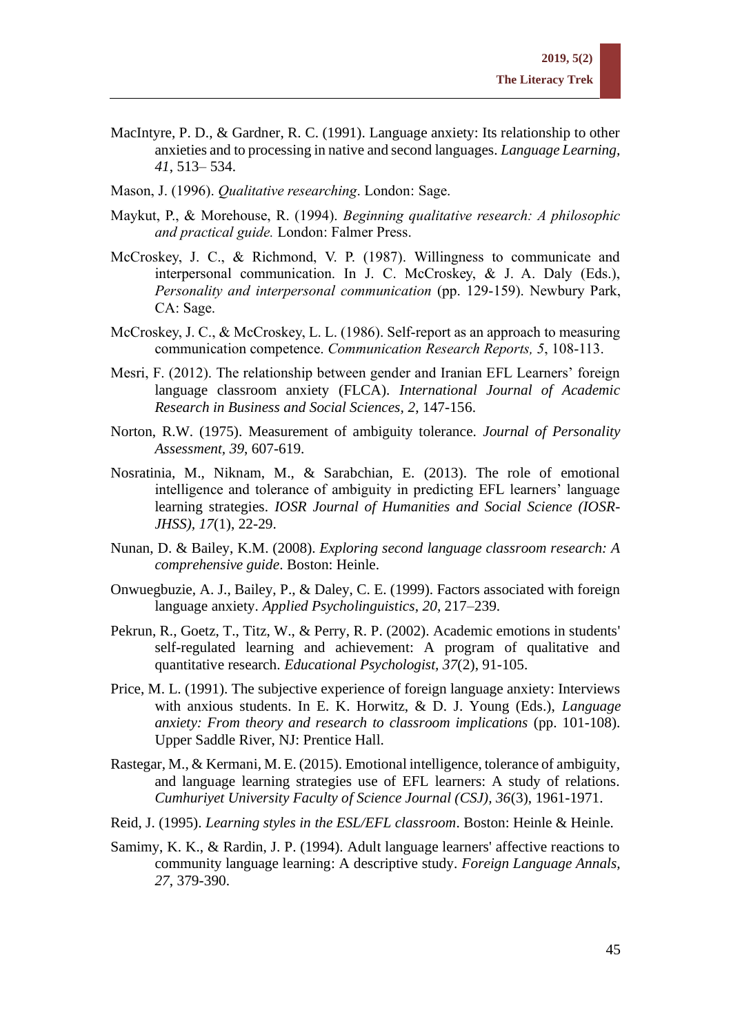MacIntyre, P. D., & Gardner, R. C. (1991). Language anxiety: Its relationship to other anxieties and to processing in native and second languages. *Language Learning, 41*, 513– 534.

Mason, J. (1996). *Qualitative researching*. London: Sage.

Maykut, P., & Morehouse, R. (1994). *Beginning qualitative research: A philosophic and practical guide.* London: Falmer Press.

McCroskey, J. C., & Richmond, V. P. (1987). Willingness to communicate and interpersonal communication. In J. C. McCroskey, & J. A. Daly (Eds.), *Personality and interpersonal communication* (pp. 129-159). Newbury Park, CA: Sage.

McCroskey, J. C., & McCroskey, L. L. (1986). Self-report as an approach to measuring communication competence. *Communication Research Reports, 5*, 108-113.

Mesri, F. (2012). The relationship between gender and Iranian EFL Learners' foreign language classroom anxiety (FLCA). *International Journal of Academic Research in Business and Social Sciences, 2*, 147-156.

Norton, R.W. (1975). Measurement of ambiguity tolerance. *Journal of Personality Assessment, 39*, 607-619.

Nosratinia, M., Niknam, M., & Sarabchian, E. (2013). The role of emotional intelligence and tolerance of ambiguity in predicting EFL learners' language learning strategies. *IOSR Journal of Humanities and Social Science (IOSR-JHSS), 17*(1), 22-29.

Nunan, D. & Bailey, K.M. (2008). *Exploring second language classroom research: A comprehensive guide*. Boston: Heinle.

Onwuegbuzie, A. J., Bailey, P., & Daley, C. E. (1999). Factors associated with foreign language anxiety. *Applied Psycholinguistics*, *20*, 217–239.

Pekrun, R., Goetz, T., Titz, W., & Perry, R. P. (2002). Academic emotions in students' self-regulated learning and achievement: A program of qualitative and quantitative research. *Educational Psychologist, 37*(2), 91-105.

Price, M. L. (1991). The subjective experience of foreign language anxiety: Interviews with anxious students. In E. K. Horwitz, & D. J. Young (Eds.), *Language anxiety: From theory and research to classroom implications* (pp. 101-108). Upper Saddle River, NJ: Prentice Hall.

Rastegar, M., & Kermani, M. E. (2015). Emotional intelligence, tolerance of ambiguity, and language learning strategies use of EFL learners: A study of relations. *Cumhuriyet University Faculty of Science Journal (CSJ), 36*(3), 1961-1971.

Reid, J. (1995). *Learning styles in the ESL/EFL classroom*. Boston: Heinle & Heinle.

Samimy, K. K., & Rardin, J. P. (1994). Adult language learners' affective reactions to community language learning: A descriptive study. *Foreign Language Annals, 27*, 379-390.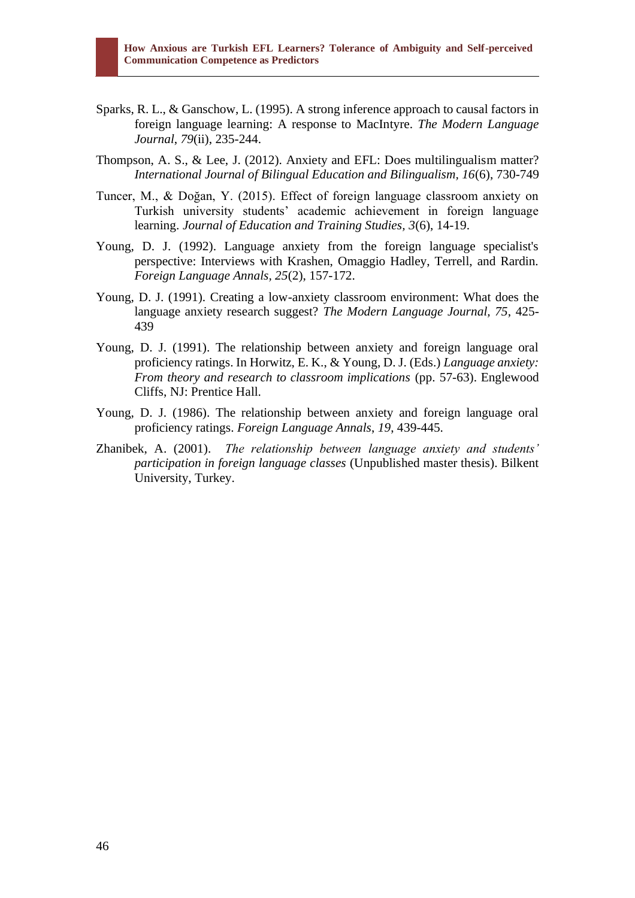Sparks, R. L., & Ganschow, L. (1995). A strong inference approach to causal factors in foreign language learning: A response to MacIntyre. *The Modern Language Journal*, *79*(ii), 235-244.

Thompson, A. S., & Lee, J. (2012). Anxiety and EFL: Does multilingualism matter? *International Journal of Bilingual Education and Bilingualism, 16*(6), 730-749

Tuncer, M., & Doğan, Y. (2015). Effect of foreign language classroom anxiety on Turkish university students' academic achievement in foreign language learning. *Journal of Education and Training Studies, 3*(6), 14-19.

Young, D. J. (1992). Language anxiety from the foreign language specialist's perspective: Interviews with Krashen, Omaggio Hadley, Terrell, and Rardin. *Foreign Language Annals, 25*(2), 157-172.

Young, D. J. (1991). Creating a low-anxiety classroom environment: What does the language anxiety research suggest? *The Modern Language Journal, 75*, 425-439

Young, D. J. (1991). The relationship between anxiety and foreign language oral proficiency ratings. In Horwitz, E. K., & Young, D. J. (Eds.) *Language anxiety: From theory and research to classroom implications* (pp. 57-63). Englewood Cliffs, NJ: Prentice Hall.

Young, D. J. (1986). The relationship between anxiety and foreign language oral proficiency ratings. *Foreign Language Annals*, *19*, 439-445.

Zhanibek, A. (2001). *The relationship between language anxiety and students' participation in foreign language classes* (Unpublished master thesis). Bilkent University, Turkey.